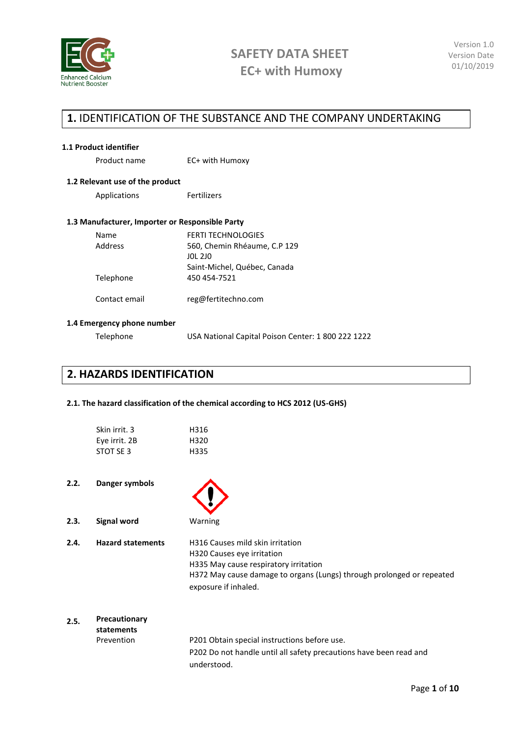# SAFETY DATA SHEET
# EC+ with Humoxy

Version 1.0
Version Date
01/10/2019

## 1. IDENTIFICATION OF THE SUBSTANCE AND THE COMPANY UNDERTAKING

### 1.1 Product identifier

Product name: EC+ with Humoxy

### 1.2 Relevant use of the product

Applications: Fertilizers

### 1.3 Manufacturer, Importer or Responsible Party

| | |
|---|---|
| Name | FERTI TECHNOLOGIES |
| Address | 560, Chemin Rhéaume, C.P 129<br>J0L 2J0<br>Saint-Michel, Québec, Canada |
| Telephone | 450 454-7521 |
| Contact email | reg@fertitechno.com |

### 1.4 Emergency phone number

Telephone: USA National Capital Poison Center: 1 800 222 1222

## 2. HAZARDS IDENTIFICATION

### 2.1. The hazard classification of the chemical according to HCS 2012 (US-GHS)

| | |
|---|---|
| Skin irrit. 3 | H316 |
| Eye irrit. 2B | H320 |
| STOT SE 3 | H335 |

**2.2. Danger symbols**

**2.3. Signal word** Warning

**2.4. Hazard statements**

H316 Causes mild skin irritation
H320 Causes eye irritation
H335 May cause respiratory irritation
H372 May cause damage to organs (Lungs) through prolonged or repeated exposure if inhaled.

**2.5. Precautionary statements**

Prevention

P201 Obtain special instructions before use.
P202 Do not handle until all safety precautions have been read and understood.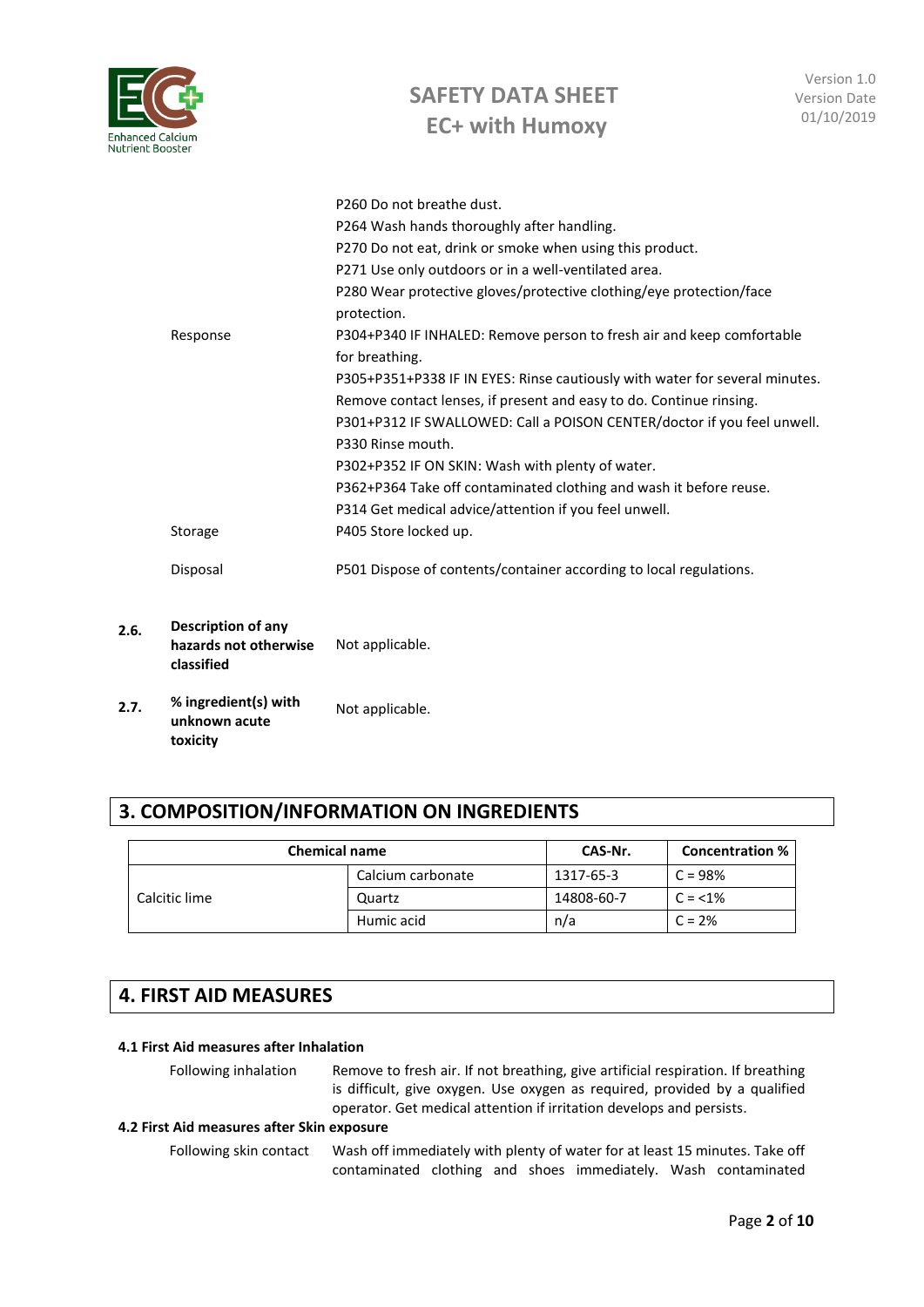| | |
|---|---|
| | P260 Do not breathe dust. |
| | P264 Wash hands thoroughly after handling. |
| | P270 Do not eat, drink or smoke when using this product. |
| | P271 Use only outdoors or in a well-ventilated area. |
| | P280 Wear protective gloves/protective clothing/eye protection/face protection. |
| Response | P304+P340 IF INHALED: Remove person to fresh air and keep comfortable for breathing. |
| | P305+P351+P338 IF IN EYES: Rinse cautiously with water for several minutes. Remove contact lenses, if present and easy to do. Continue rinsing. |
| | P301+P312 IF SWALLOWED: Call a POISON CENTER/doctor if you feel unwell. |
| | P330 Rinse mouth. |
| | P302+P352 IF ON SKIN: Wash with plenty of water. |
| | P362+P364 Take off contaminated clothing and wash it before reuse. |
| | P314 Get medical advice/attention if you feel unwell. |
| Storage | P405 Store locked up. |
| Disposal | P501 Dispose of contents/container according to local regulations. |

**2.6. Description of any hazards not otherwise classified** — Not applicable.

**2.7. % ingredient(s) with unknown acute toxicity** — Not applicable.

## 3. COMPOSITION/INFORMATION ON INGREDIENTS

| Chemical name | | CAS-Nr. | Concentration % |
|---|---|---|---|
| Calcitic lime | Calcium carbonate | 1317-65-3 | C = 98% |
| | Quartz | 14808-60-7 | C = <1% |
| | Humic acid | n/a | C = 2% |

## 4. FIRST AID MEASURES

### 4.1 First Aid measures after Inhalation

Following inhalation — Remove to fresh air. If not breathing, give artificial respiration. If breathing is difficult, give oxygen. Use oxygen as required, provided by a qualified operator. Get medical attention if irritation develops and persists.

### 4.2 First Aid measures after Skin exposure

Following skin contact — Wash off immediately with plenty of water for at least 15 minutes. Take off contaminated clothing and shoes immediately. Wash contaminated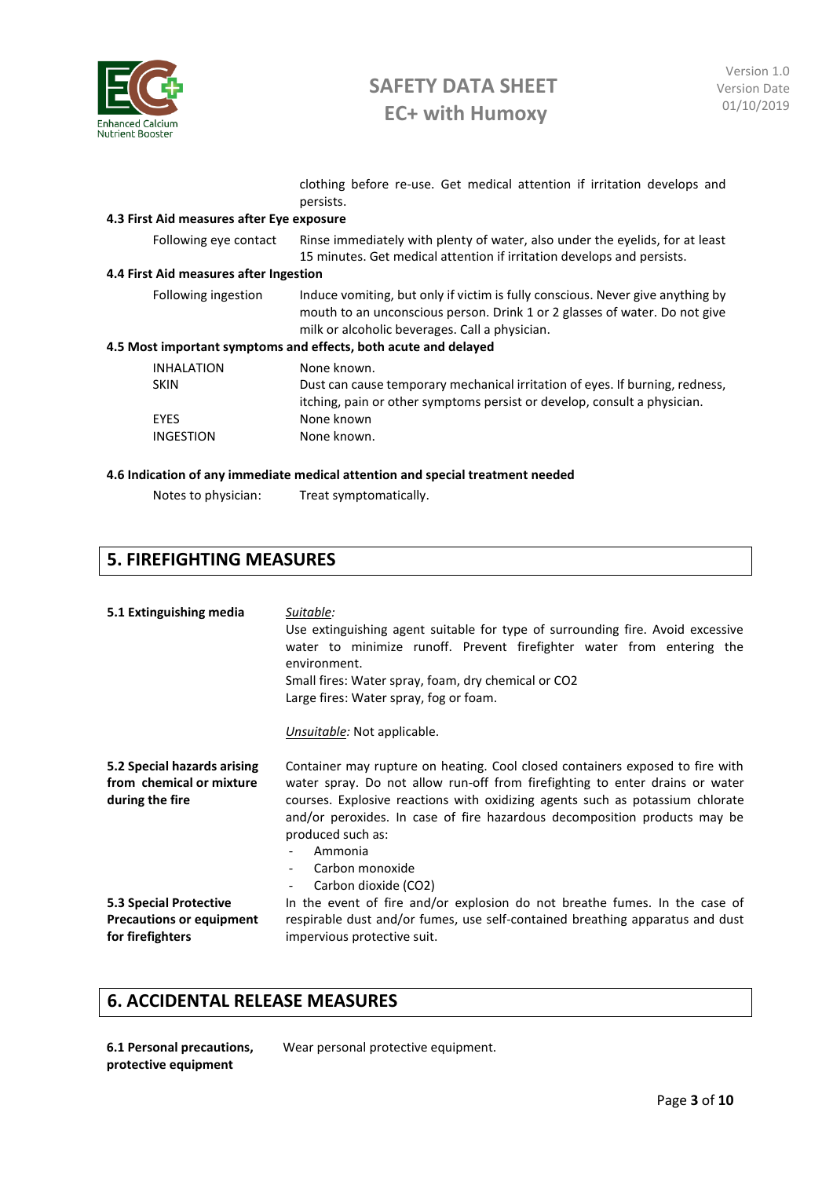clothing before re-use. Get medical attention if irritation develops and persists.

**4.3 First Aid measures after Eye exposure**

| | |
|---|---|
| Following eye contact | Rinse immediately with plenty of water, also under the eyelids, for at least 15 minutes. Get medical attention if irritation develops and persists. |

**4.4 First Aid measures after Ingestion**

| | |
|---|---|
| Following ingestion | Induce vomiting, but only if victim is fully conscious. Never give anything by mouth to an unconscious person. Drink 1 or 2 glasses of water. Do not give milk or alcoholic beverages. Call a physician. |

**4.5 Most important symptoms and effects, both acute and delayed**

| | |
|---|---|
| INHALATION | None known. |
| SKIN | Dust can cause temporary mechanical irritation of eyes. If burning, redness, itching, pain or other symptoms persist or develop, consult a physician. |
| EYES | None known |
| INGESTION | None known. |

**4.6 Indication of any immediate medical attention and special treatment needed**

| | |
|---|---|
| Notes to physician: | Treat symptomatically. |

## 5. FIREFIGHTING MEASURES

**5.1 Extinguishing media**

*Suitable:*
Use extinguishing agent suitable for type of surrounding fire. Avoid excessive water to minimize runoff. Prevent firefighter water from entering the environment.
Small fires: Water spray, foam, dry chemical or CO2
Large fires: Water spray, fog or foam.

*Unsuitable:* Not applicable.

**5.2 Special hazards arising from chemical or mixture during the fire**

Container may rupture on heating. Cool closed containers exposed to fire with water spray. Do not allow run-off from firefighting to enter drains or water courses. Explosive reactions with oxidizing agents such as potassium chlorate and/or peroxides. In case of fire hazardous decomposition products may be produced such as:

- Ammonia
- Carbon monoxide
- Carbon dioxide (CO2)

**5.3 Special Protective Precautions or equipment for firefighters**

In the event of fire and/or explosion do not breathe fumes. In the case of respirable dust and/or fumes, use self-contained breathing apparatus and dust impervious protective suit.

## 6. ACCIDENTAL RELEASE MEASURES

**6.1 Personal precautions, protective equipment**

Wear personal protective equipment.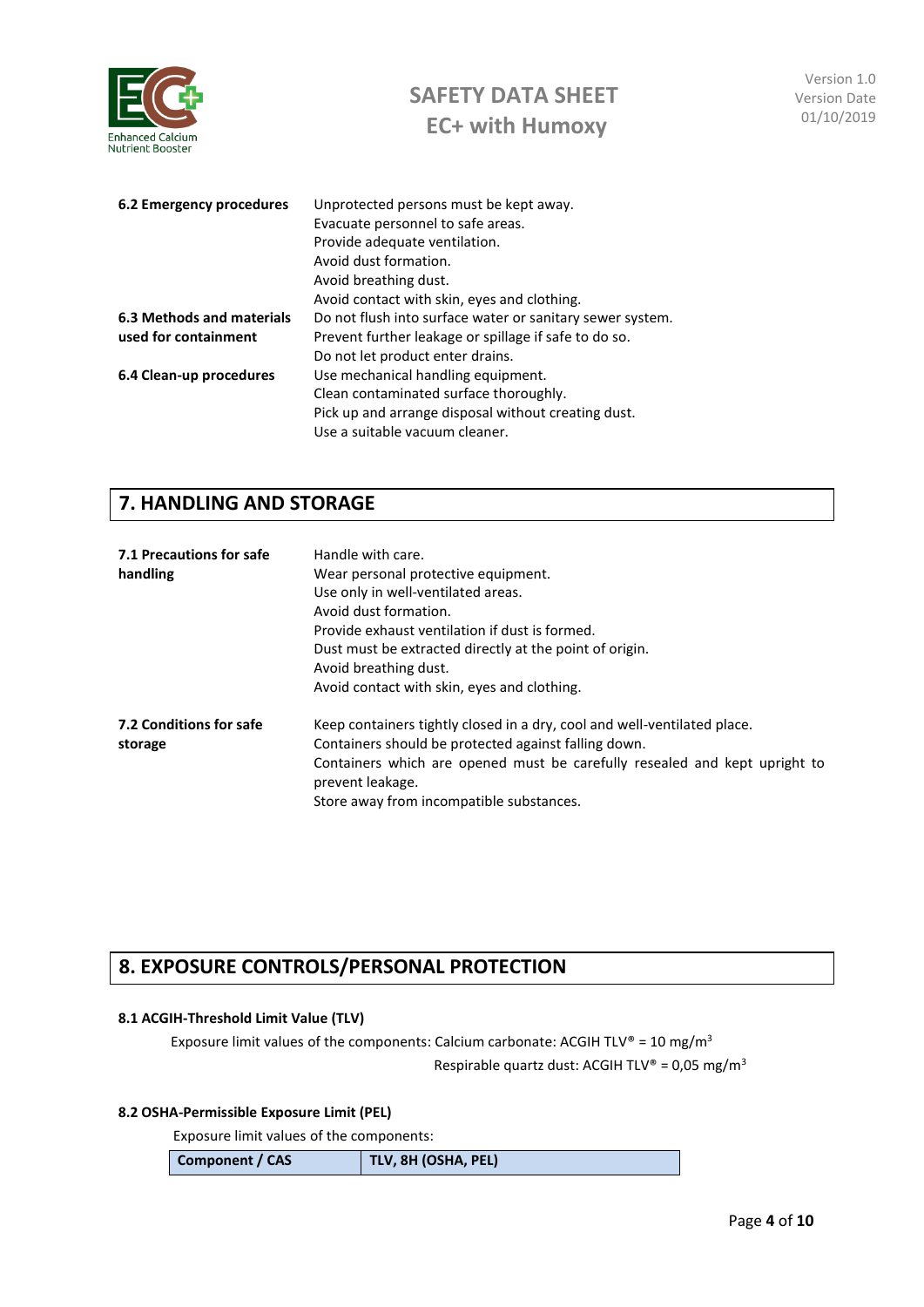**6.2 Emergency procedures**

Unprotected persons must be kept away.
Evacuate personnel to safe areas.
Provide adequate ventilation.
Avoid dust formation.
Avoid breathing dust.
Avoid contact with skin, eyes and clothing.

**6.3 Methods and materials used for containment**

Do not flush into surface water or sanitary sewer system.
Prevent further leakage or spillage if safe to do so.
Do not let product enter drains.

**6.4 Clean-up procedures**

Use mechanical handling equipment.
Clean contaminated surface thoroughly.
Pick up and arrange disposal without creating dust.
Use a suitable vacuum cleaner.

## 7. HANDLING AND STORAGE

**7.1 Precautions for safe handling**

Handle with care.
Wear personal protective equipment.
Use only in well-ventilated areas.
Avoid dust formation.
Provide exhaust ventilation if dust is formed.
Dust must be extracted directly at the point of origin.
Avoid breathing dust.
Avoid contact with skin, eyes and clothing.

**7.2 Conditions for safe storage**

Keep containers tightly closed in a dry, cool and well-ventilated place.
Containers should be protected against falling down.
Containers which are opened must be carefully resealed and kept upright to prevent leakage.
Store away from incompatible substances.

## 8. EXPOSURE CONTROLS/PERSONAL PROTECTION

### 8.1 ACGIH-Threshold Limit Value (TLV)

Exposure limit values of the components: Calcium carbonate: ACGIH TLV® = 10 mg/m$^3$
Respirable quartz dust: ACGIH TLV® = 0,05 mg/m$^3$

### 8.2 OSHA-Permissible Exposure Limit (PEL)

Exposure limit values of the components:

| Component / CAS | TLV, 8H (OSHA, PEL) |
|---|---|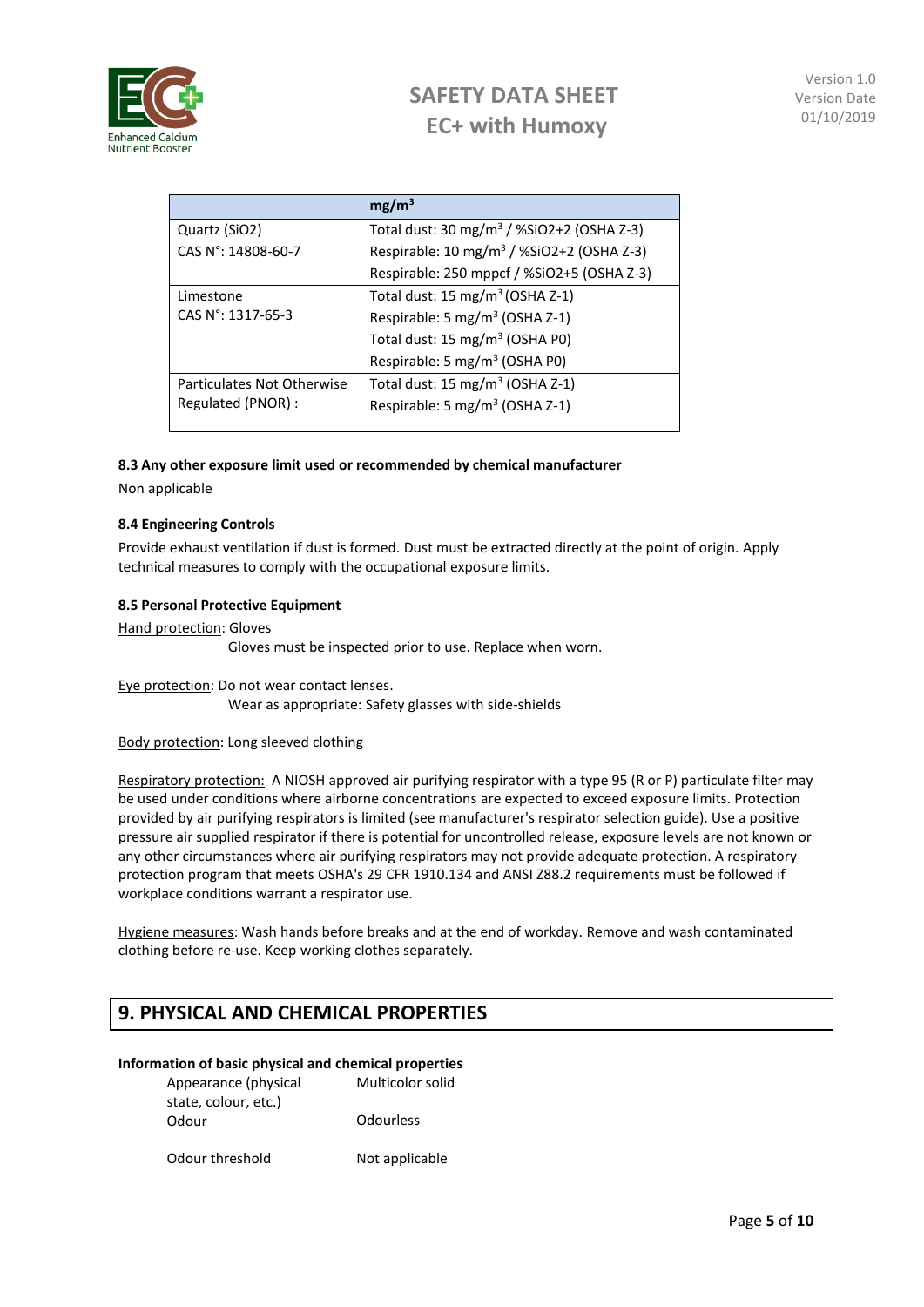| | $mg/m^3$ |
|---|---|
| Quartz ($SiO_2$)<br>CAS N°: 14808-60-7 | Total dust: 30 $mg/m^3$ / %SiO2+2 (OSHA Z-3)<br>Respirable: 10 $mg/m^3$ / %SiO2+2 (OSHA Z-3)<br>Respirable: 250 mppcf / %SiO2+5 (OSHA Z-3) |
| Limestone<br>CAS N°: 1317-65-3 | Total dust: 15 $mg/m^3$ (OSHA Z-1)<br>Respirable: 5 $mg/m^3$ (OSHA Z-1)<br>Total dust: 15 $mg/m^3$ (OSHA P0)<br>Respirable: 5 $mg/m^3$ (OSHA P0) |
| Particulates Not Otherwise Regulated (PNOR) : | Total dust: 15 $mg/m^3$ (OSHA Z-1)<br>Respirable: 5 $mg/m^3$ (OSHA Z-1) |

**8.3 Any other exposure limit used or recommended by chemical manufacturer**

Non applicable

**8.4 Engineering Controls**

Provide exhaust ventilation if dust is formed. Dust must be extracted directly at the point of origin. Apply technical measures to comply with the occupational exposure limits.

**8.5 Personal Protective Equipment**

Hand protection: Gloves
Gloves must be inspected prior to use. Replace when worn.

Eye protection: Do not wear contact lenses.
Wear as appropriate: Safety glasses with side-shields

Body protection: Long sleeved clothing

Respiratory protection: A NIOSH approved air purifying respirator with a type 95 (R or P) particulate filter may be used under conditions where airborne concentrations are expected to exceed exposure limits. Protection provided by air purifying respirators is limited (see manufacturer's respirator selection guide). Use a positive pressure air supplied respirator if there is potential for uncontrolled release, exposure levels are not known or any other circumstances where air purifying respirators may not provide adequate protection. A respiratory protection program that meets OSHA's 29 CFR 1910.134 and ANSI Z88.2 requirements must be followed if workplace conditions warrant a respirator use.

Hygiene measures: Wash hands before breaks and at the end of workday. Remove and wash contaminated clothing before re-use. Keep working clothes separately.

## 9. PHYSICAL AND CHEMICAL PROPERTIES

**Information of basic physical and chemical properties**

| | |
|---|---|
| Appearance (physical state, colour, etc.) | Multicolor solid |
| Odour | Odourless |
| Odour threshold | Not applicable |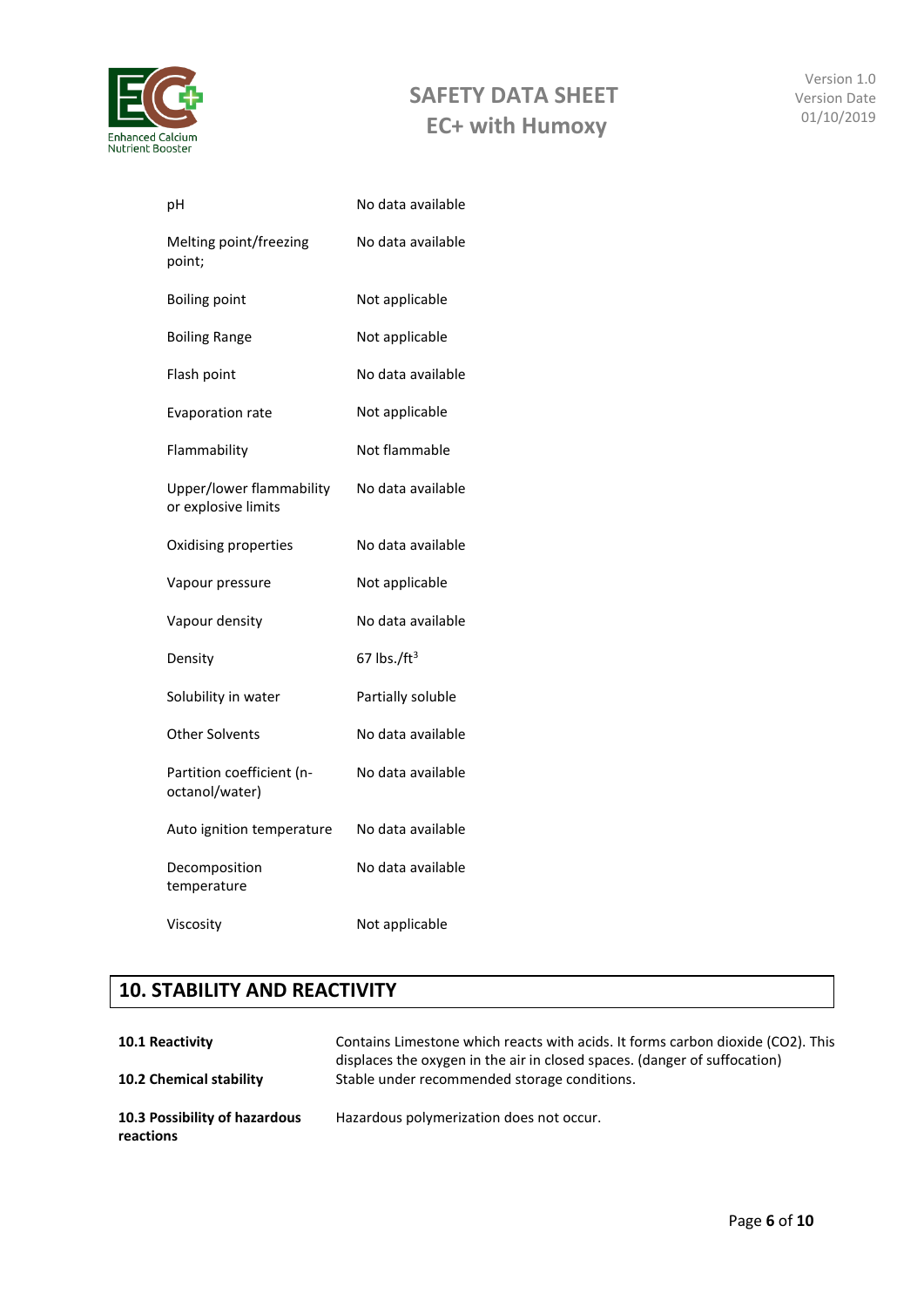| | |
|---|---|
| pH | No data available |
| Melting point/freezing point; | No data available |
| Boiling point | Not applicable |
| Boiling Range | Not applicable |
| Flash point | No data available |
| Evaporation rate | Not applicable |
| Flammability | Not flammable |
| Upper/lower flammability or explosive limits | No data available |
| Oxidising properties | No data available |
| Vapour pressure | Not applicable |
| Vapour density | No data available |
| Density | 67 lbs./$ft^3$ |
| Solubility in water | Partially soluble |
| Other Solvents | No data available |
| Partition coefficient (n-octanol/water) | No data available |
| Auto ignition temperature | No data available |
| Decomposition temperature | No data available |
| Viscosity | Not applicable |

## 10. STABILITY AND REACTIVITY

| | |
|---|---|
| **10.1 Reactivity** | Contains Limestone which reacts with acids. It forms carbon dioxide (CO2). This displaces the oxygen in the air in closed spaces. (danger of suffocation) |
| **10.2 Chemical stability** | Stable under recommended storage conditions. |
| **10.3 Possibility of hazardous reactions** | Hazardous polymerization does not occur. |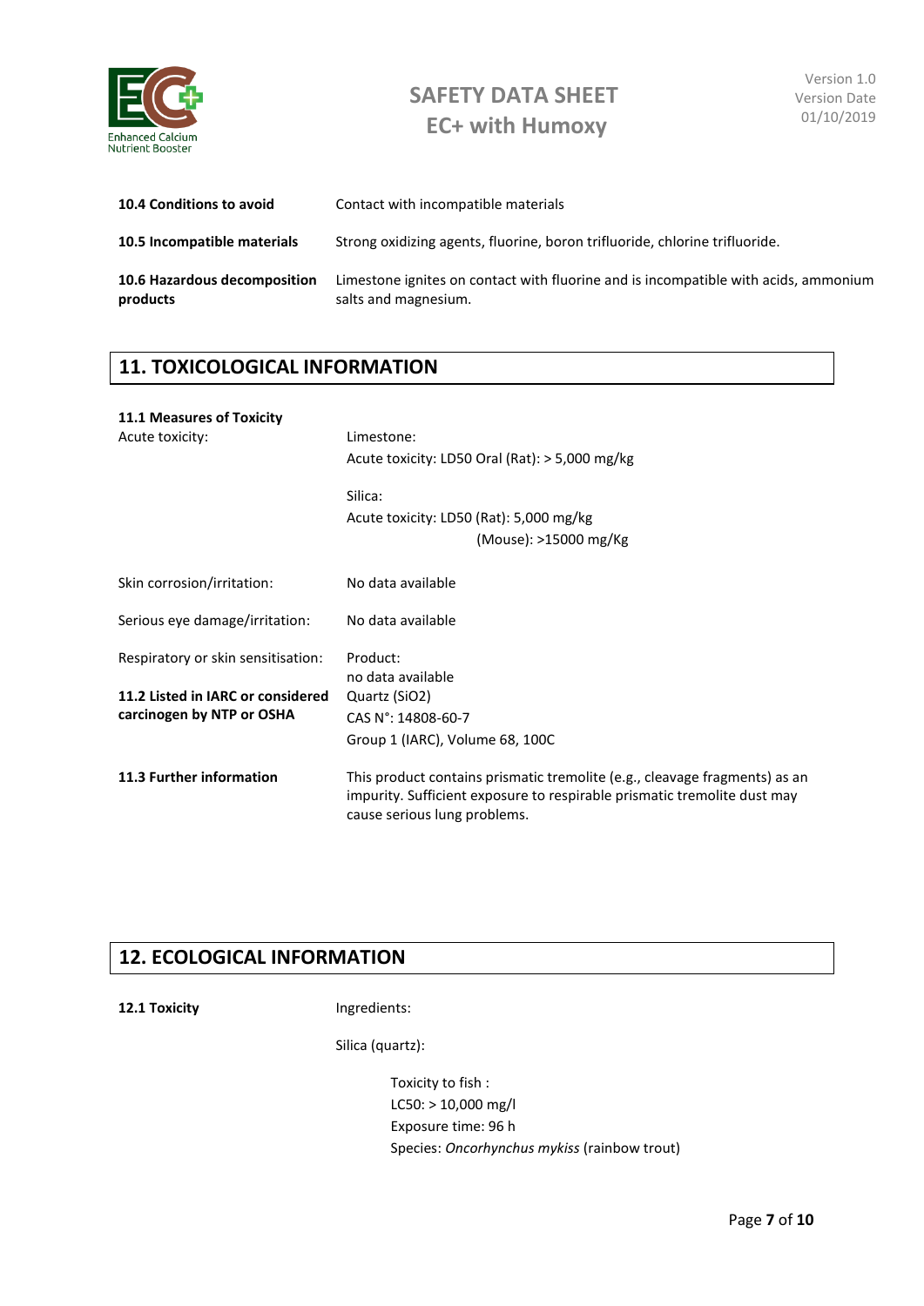| | |
|---|---|
| **10.4 Conditions to avoid** | Contact with incompatible materials |
| **10.5 Incompatible materials** | Strong oxidizing agents, fluorine, boron trifluoride, chlorine trifluoride. |
| **10.6 Hazardous decomposition products** | Limestone ignites on contact with fluorine and is incompatible with acids, ammonium salts and magnesium. |

## 11. TOXICOLOGICAL INFORMATION

**11.1 Measures of Toxicity**

Acute toxicity:

Limestone:
Acute toxicity: LD50 Oral (Rat): > 5,000 mg/kg

Silica:
Acute toxicity: LD50 (Rat): 5,000 mg/kg
(Mouse): >15000 mg/Kg

Skin corrosion/irritation: No data available

Serious eye damage/irritation: No data available

Respiratory or skin sensitisation: Product:
no data available

**11.2 Listed in IARC or considered carcinogen by NTP or OSHA**

Quartz ($SiO_2$)
CAS N°: 14808-60-7
Group 1 (IARC), Volume 68, 100C

**11.3 Further information**

This product contains prismatic tremolite (e.g., cleavage fragments) as an impurity. Sufficient exposure to respirable prismatic tremolite dust may cause serious lung problems.

## 12. ECOLOGICAL INFORMATION

**12.1 Toxicity**

Ingredients:

Silica (quartz):

Toxicity to fish :
LC50: > 10,000 mg/l
Exposure time: 96 h
Species: *Oncorhynchus mykiss* (rainbow trout)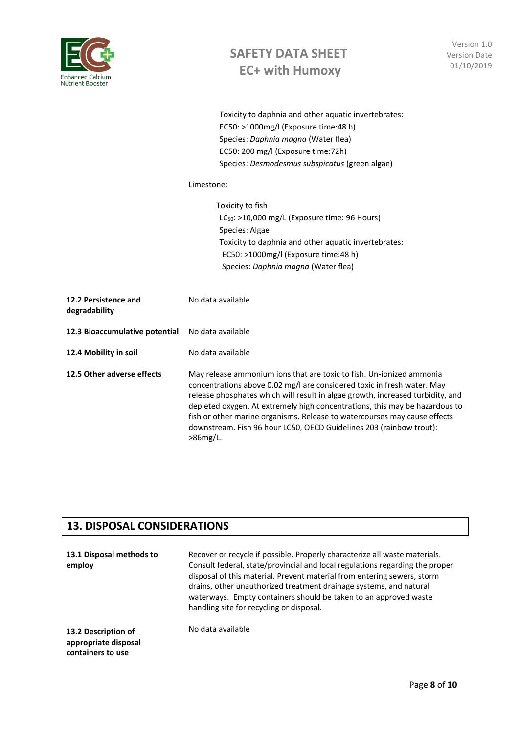Toxicity to daphnia and other aquatic invertebrates:
EC50: >1000mg/l (Exposure time:48 h)
Species: *Daphnia magna* (Water flea)
EC50: 200 mg/l (Exposure time:72h)
Species: *Desmodesmus subspicatus* (green algae)

Limestone:

Toxicity to fish
$LC_{50}$: >10,000 mg/L (Exposure time: 96 Hours)
Species: Algae
Toxicity to daphnia and other aquatic invertebrates:
EC50: >1000mg/l (Exposure time:48 h)
Species: *Daphnia magna* (Water flea)

**12.2 Persistence and degradability** No data available

**12.3 Bioaccumulative potential** No data available

**12.4 Mobility in soil** No data available

**12.5 Other adverse effects** May release ammonium ions that are toxic to fish. Un-ionized ammonia concentrations above 0.02 mg/l are considered toxic in fresh water. May release phosphates which will result in algae growth, increased turbidity, and depleted oxygen. At extremely high concentrations, this may be hazardous to fish or other marine organisms. Release to watercourses may cause effects downstream. Fish 96 hour LC50, OECD Guidelines 203 (rainbow trout): >86mg/L.

## 13. DISPOSAL CONSIDERATIONS

**13.1 Disposal methods to employ** Recover or recycle if possible. Properly characterize all waste materials. Consult federal, state/provincial and local regulations regarding the proper disposal of this material. Prevent material from entering sewers, storm drains, other unauthorized treatment drainage systems, and natural waterways. Empty containers should be taken to an approved waste handling site for recycling or disposal.

**13.2 Description of appropriate disposal containers to use** No data available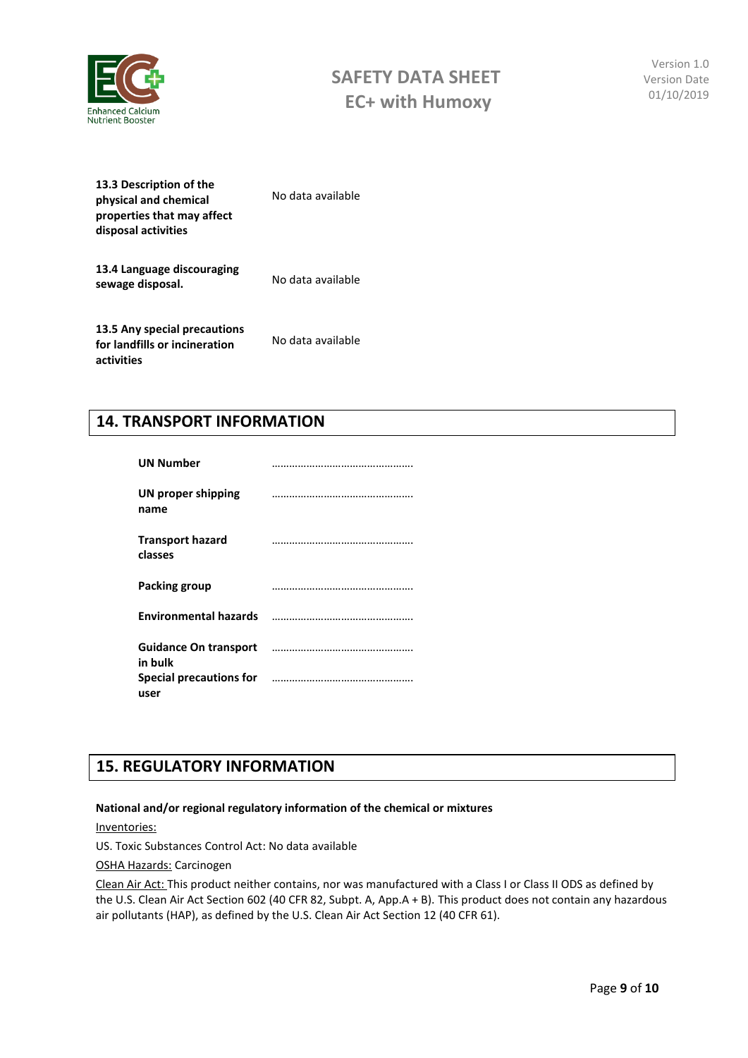| | |
|---|---|
| **13.3 Description of the physical and chemical properties that may affect disposal activities** | No data available |
| **13.4 Language discouraging sewage disposal.** | No data available |
| **13.5 Any special precautions for landfills or incineration activities** | No data available |

## 14. TRANSPORT INFORMATION

| | |
|---|---|
| **UN Number** | ………………………………………… |
| **UN proper shipping name** | ………………………………………… |
| **Transport hazard classes** | ………………………………………… |
| **Packing group** | ………………………………………… |
| **Environmental hazards** | ………………………………………… |
| **Guidance On transport in bulk** | ………………………………………… |
| **Special precautions for user** | ………………………………………… |

## 15. REGULATORY INFORMATION

**National and/or regional regulatory information of the chemical or mixtures**

Inventories:

US. Toxic Substances Control Act: No data available

OSHA Hazards: Carcinogen

Clean Air Act: This product neither contains, nor was manufactured with a Class I or Class II ODS as defined by the U.S. Clean Air Act Section 602 (40 CFR 82, Subpt. A, App.A + B). This product does not contain any hazardous air pollutants (HAP), as defined by the U.S. Clean Air Act Section 12 (40 CFR 61).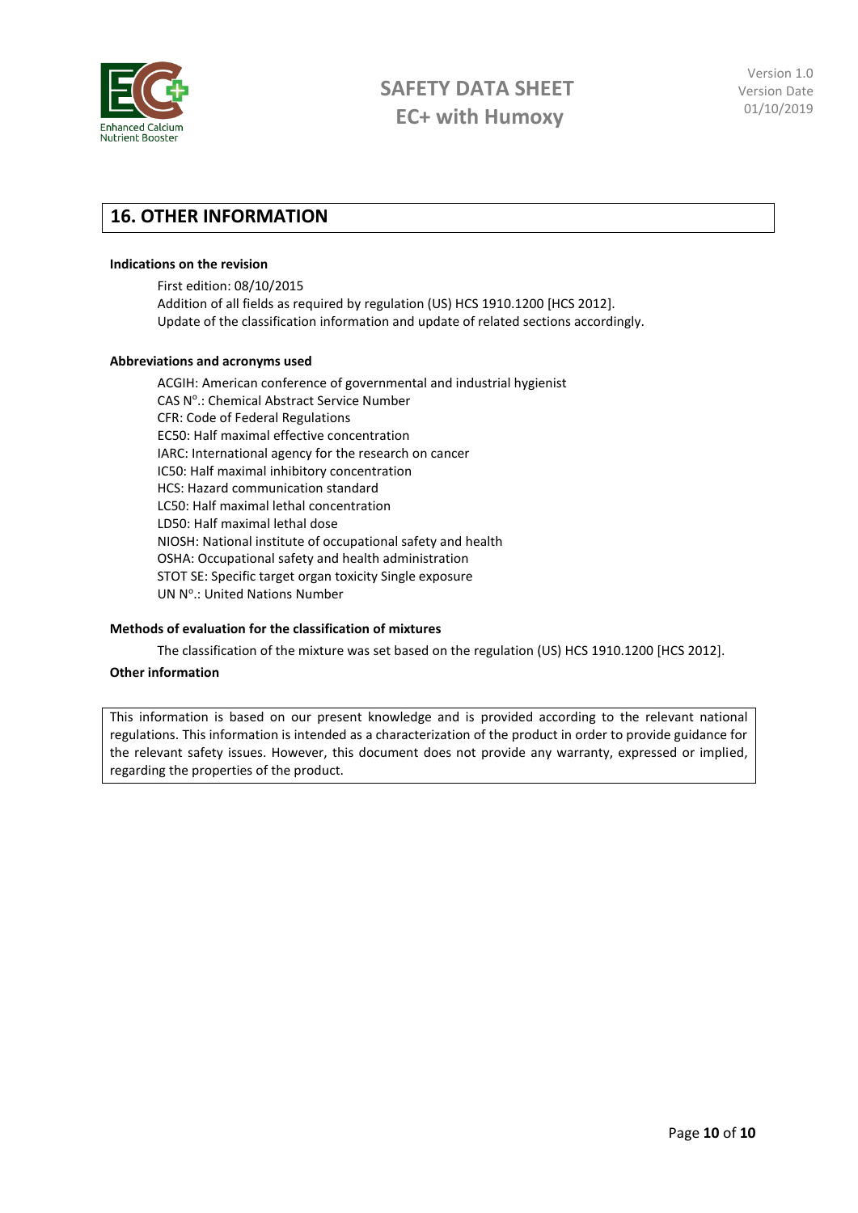## 16. OTHER INFORMATION

**Indications on the revision**

First edition: 08/10/2015
Addition of all fields as required by regulation (US) HCS 1910.1200 [HCS 2012].
Update of the classification information and update of related sections accordingly.

**Abbreviations and acronyms used**

ACGIH: American conference of governmental and industrial hygienist
CAS N°.: Chemical Abstract Service Number
CFR: Code of Federal Regulations
EC50: Half maximal effective concentration
IARC: International agency for the research on cancer
IC50: Half maximal inhibitory concentration
HCS: Hazard communication standard
LC50: Half maximal lethal concentration
LD50: Half maximal lethal dose
NIOSH: National institute of occupational safety and health
OSHA: Occupational safety and health administration
STOT SE: Specific target organ toxicity Single exposure
UN N°.: United Nations Number

**Methods of evaluation for the classification of mixtures**

The classification of the mixture was set based on the regulation (US) HCS 1910.1200 [HCS 2012].

**Other information**

This information is based on our present knowledge and is provided according to the relevant national regulations. This information is intended as a characterization of the product in order to provide guidance for the relevant safety issues. However, this document does not provide any warranty, expressed or implied, regarding the properties of the product.